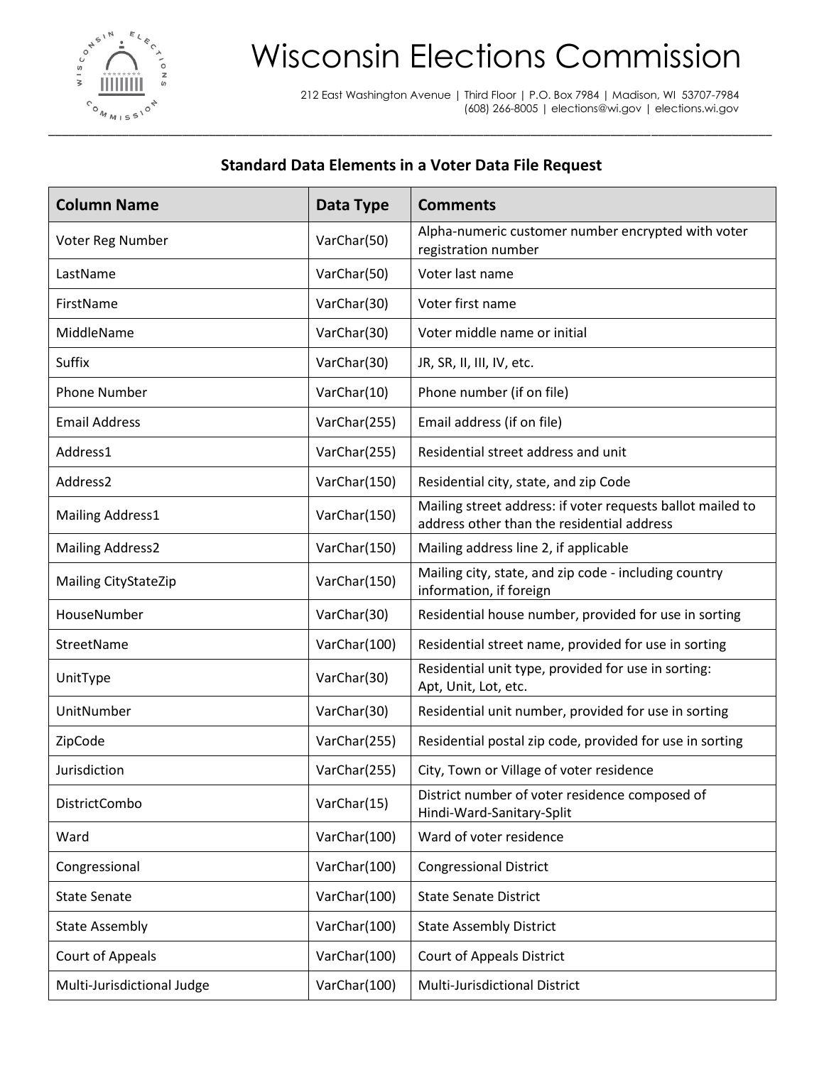# Wisconsin Elections Commission

212 East Washington Avenue | Third Floor | P.O. Box 7984 | Madison, WI 53707-7984
(608) 266-8005 | elections@wi.gov | elections.wi.gov

## Standard Data Elements in a Voter Data File Request

| Column Name | Data Type | Comments |
|---|---|---|
| Voter Reg Number | VarChar(50) | Alpha-numeric customer number encrypted with voter registration number |
| LastName | VarChar(50) | Voter last name |
| FirstName | VarChar(30) | Voter first name |
| MiddleName | VarChar(30) | Voter middle name or initial |
| Suffix | VarChar(30) | JR, SR, II, III, IV, etc. |
| Phone Number | VarChar(10) | Phone number (if on file) |
| Email Address | VarChar(255) | Email address (if on file) |
| Address1 | VarChar(255) | Residential street address and unit |
| Address2 | VarChar(150) | Residential city, state, and zip Code |
| Mailing Address1 | VarChar(150) | Mailing street address: if voter requests ballot mailed to address other than the residential address |
| Mailing Address2 | VarChar(150) | Mailing address line 2, if applicable |
| Mailing CityStateZip | VarChar(150) | Mailing city, state, and zip code - including country information, if foreign |
| HouseNumber | VarChar(30) | Residential house number, provided for use in sorting |
| StreetName | VarChar(100) | Residential street name, provided for use in sorting |
| UnitType | VarChar(30) | Residential unit type, provided for use in sorting: Apt, Unit, Lot, etc. |
| UnitNumber | VarChar(30) | Residential unit number, provided for use in sorting |
| ZipCode | VarChar(255) | Residential postal zip code, provided for use in sorting |
| Jurisdiction | VarChar(255) | City, Town or Village of voter residence |
| DistrictCombo | VarChar(15) | District number of voter residence composed of Hindi-Ward-Sanitary-Split |
| Ward | VarChar(100) | Ward of voter residence |
| Congressional | VarChar(100) | Congressional District |
| State Senate | VarChar(100) | State Senate District |
| State Assembly | VarChar(100) | State Assembly District |
| Court of Appeals | VarChar(100) | Court of Appeals District |
| Multi-Jurisdictional Judge | VarChar(100) | Multi-Jurisdictional District |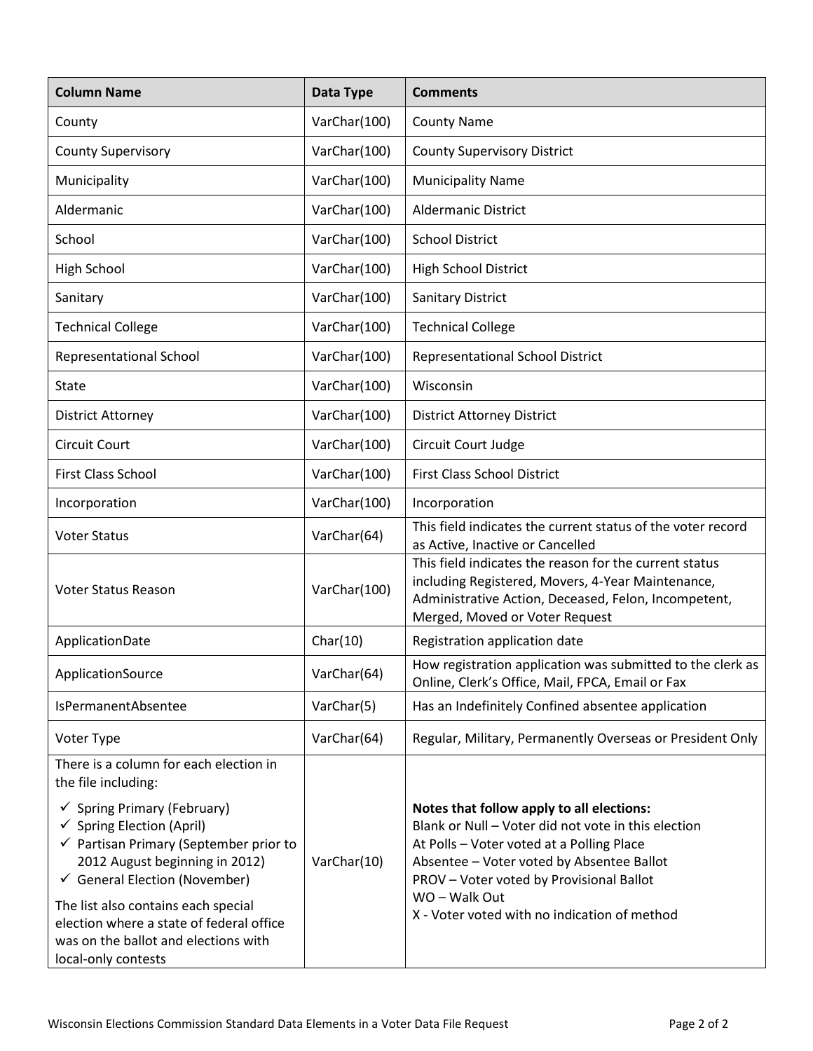| Column Name | Data Type | Comments |
|---|---|---|
| County | VarChar(100) | County Name |
| County Supervisory | VarChar(100) | County Supervisory District |
| Municipality | VarChar(100) | Municipality Name |
| Aldermanic | VarChar(100) | Aldermanic District |
| School | VarChar(100) | School District |
| High School | VarChar(100) | High School District |
| Sanitary | VarChar(100) | Sanitary District |
| Technical College | VarChar(100) | Technical College |
| Representational School | VarChar(100) | Representational School District |
| State | VarChar(100) | Wisconsin |
| District Attorney | VarChar(100) | District Attorney District |
| Circuit Court | VarChar(100) | Circuit Court Judge |
| First Class School | VarChar(100) | First Class School District |
| Incorporation | VarChar(100) | Incorporation |
| Voter Status | VarChar(64) | This field indicates the current status of the voter record as Active, Inactive or Cancelled |
| Voter Status Reason | VarChar(100) | This field indicates the reason for the current status including Registered, Movers, 4-Year Maintenance, Administrative Action, Deceased, Felon, Incompetent, Merged, Moved or Voter Request |
| ApplicationDate | Char(10) | Registration application date |
| ApplicationSource | VarChar(64) | How registration application was submitted to the clerk as Online, Clerk's Office, Mail, FPCA, Email or Fax |
| IsPermanentAbsentee | VarChar(5) | Has an Indefinitely Confined absentee application |
| Voter Type | VarChar(64) | Regular, Military, Permanently Overseas or President Only |
| There is a column for each election in the file including:<br>✓ Spring Primary (February)<br>✓ Spring Election (April)<br>✓ Partisan Primary (September prior to 2012 August beginning in 2012)<br>✓ General Election (November)<br>The list also contains each special election where a state of federal office was on the ballot and elections with local-only contests | VarChar(10) | **Notes that follow apply to all elections:**<br>Blank or Null – Voter did not vote in this election<br>At Polls – Voter voted at a Polling Place<br>Absentee – Voter voted by Absentee Ballot<br>PROV – Voter voted by Provisional Ballot<br>WO – Walk Out<br>X - Voter voted with no indication of method |